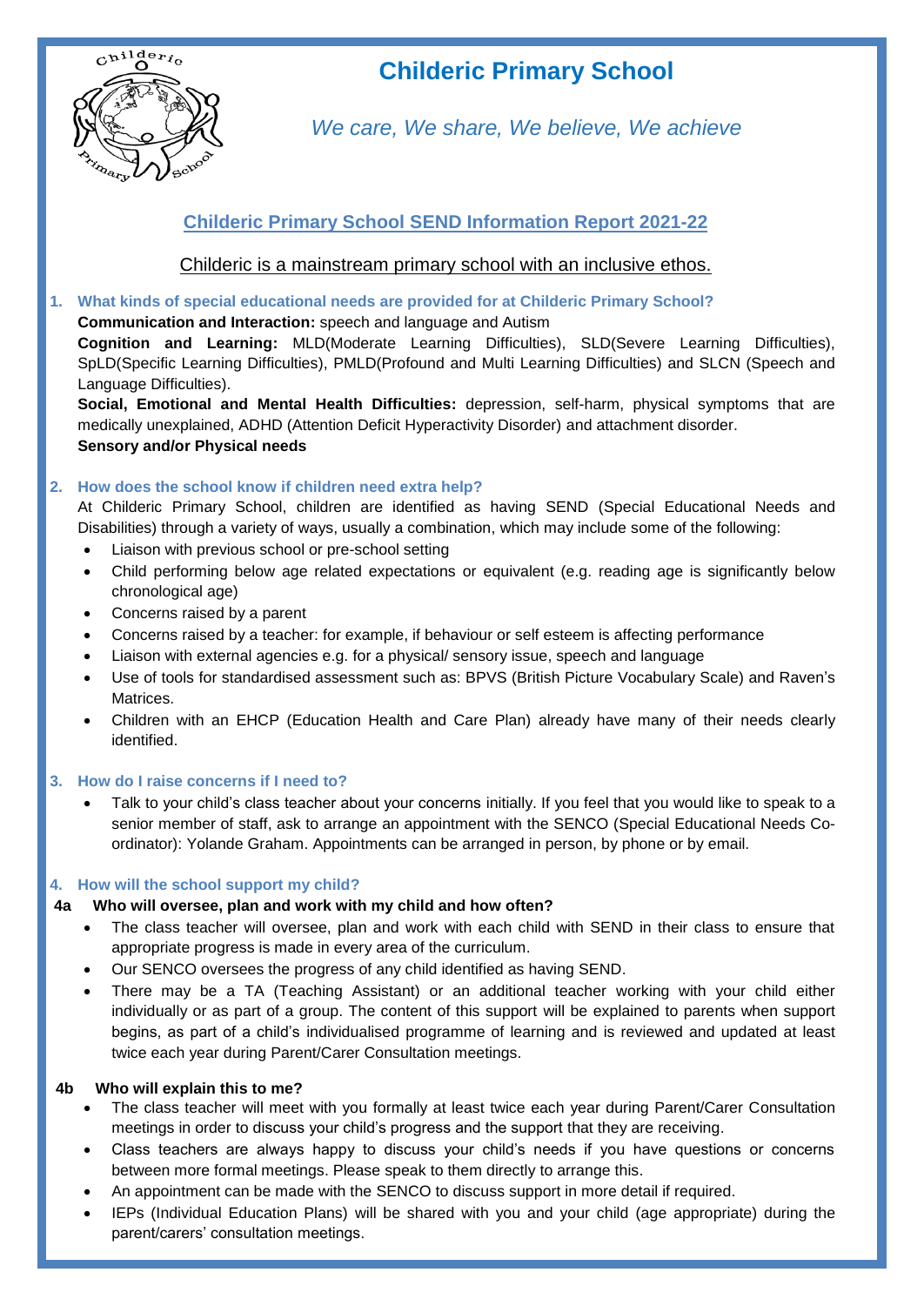# Childeric Primary School

*We care, We share, We believe, We achieve*

## Childeric Primary School SEND Information Report 2021-22

Childeric is a mainstream primary school with an inclusive ethos.

### 1. What kinds of special educational needs are provided for at Childeric Primary School?

**Communication and Interaction:** speech and language and Autism

**Cognition and Learning:** MLD(Moderate Learning Difficulties), SLD(Severe Learning Difficulties), SpLD(Specific Learning Difficulties), PMLD(Profound and Multi Learning Difficulties) and SLCN (Speech and Language Difficulties).

**Social, Emotional and Mental Health Difficulties:** depression, self-harm, physical symptoms that are medically unexplained, ADHD (Attention Deficit Hyperactivity Disorder) and attachment disorder.

**Sensory and/or Physical needs**

### 2. How does the school know if children need extra help?

At Childeric Primary School, children are identified as having SEND (Special Educational Needs and Disabilities) through a variety of ways, usually a combination, which may include some of the following:

- Liaison with previous school or pre-school setting
- Child performing below age related expectations or equivalent (e.g. reading age is significantly below chronological age)
- Concerns raised by a parent
- Concerns raised by a teacher: for example, if behaviour or self esteem is affecting performance
- Liaison with external agencies e.g. for a physical/ sensory issue, speech and language
- Use of tools for standardised assessment such as: BPVS (British Picture Vocabulary Scale) and Raven's Matrices.
- Children with an EHCP (Education Health and Care Plan) already have many of their needs clearly identified.

### 3. How do I raise concerns if I need to?

- Talk to your child's class teacher about your concerns initially. If you feel that you would like to speak to a senior member of staff, ask to arrange an appointment with the SENCO (Special Educational Needs Co-ordinator): Yolande Graham. Appointments can be arranged in person, by phone or by email.

### 4. How will the school support my child?

#### 4a Who will oversee, plan and work with my child and how often?

- The class teacher will oversee, plan and work with each child with SEND in their class to ensure that appropriate progress is made in every area of the curriculum.
- Our SENCO oversees the progress of any child identified as having SEND.
- There may be a TA (Teaching Assistant) or an additional teacher working with your child either individually or as part of a group. The content of this support will be explained to parents when support begins, as part of a child's individualised programme of learning and is reviewed and updated at least twice each year during Parent/Carer Consultation meetings.

#### 4b Who will explain this to me?

- The class teacher will meet with you formally at least twice each year during Parent/Carer Consultation meetings in order to discuss your child's progress and the support that they are receiving.
- Class teachers are always happy to discuss your child's needs if you have questions or concerns between more formal meetings. Please speak to them directly to arrange this.
- An appointment can be made with the SENCO to discuss support in more detail if required.
- IEPs (Individual Education Plans) will be shared with you and your child (age appropriate) during the parent/carers' consultation meetings.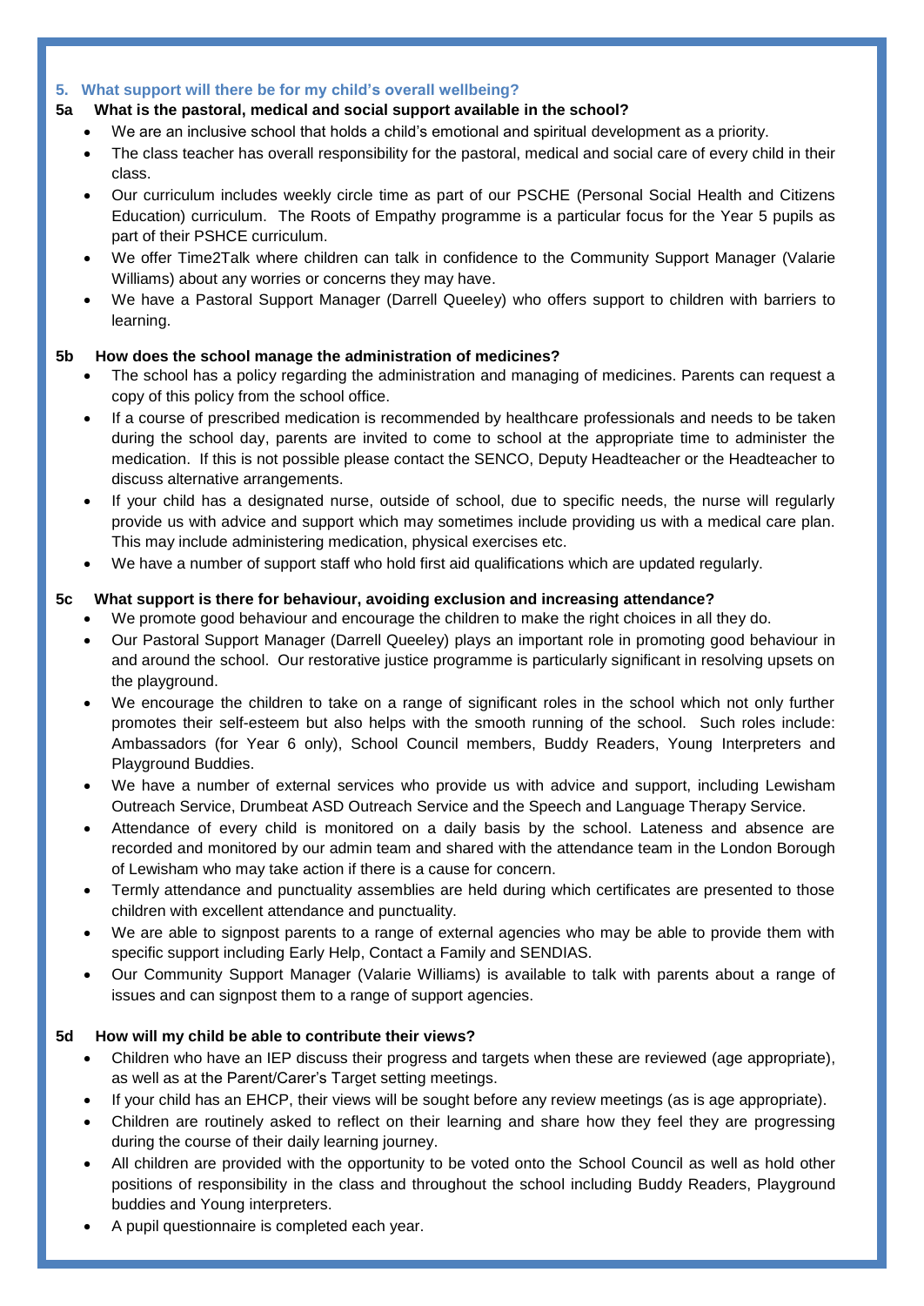### 5. What support will there be for my child's overall wellbeing?

#### 5a What is the pastoral, medical and social support available in the school?

- We are an inclusive school that holds a child's emotional and spiritual development as a priority.
- The class teacher has overall responsibility for the pastoral, medical and social care of every child in their class.
- Our curriculum includes weekly circle time as part of our PSCHE (Personal Social Health and Citizens Education) curriculum. The Roots of Empathy programme is a particular focus for the Year 5 pupils as part of their PSHCE curriculum.
- We offer Time2Talk where children can talk in confidence to the Community Support Manager (Valarie Williams) about any worries or concerns they may have.
- We have a Pastoral Support Manager (Darrell Queeley) who offers support to children with barriers to learning.

#### 5b How does the school manage the administration of medicines?

- The school has a policy regarding the administration and managing of medicines. Parents can request a copy of this policy from the school office.
- If a course of prescribed medication is recommended by healthcare professionals and needs to be taken during the school day, parents are invited to come to school at the appropriate time to administer the medication. If this is not possible please contact the SENCO, Deputy Headteacher or the Headteacher to discuss alternative arrangements.
- If your child has a designated nurse, outside of school, due to specific needs, the nurse will regularly provide us with advice and support which may sometimes include providing us with a medical care plan. This may include administering medication, physical exercises etc.
- We have a number of support staff who hold first aid qualifications which are updated regularly.

#### 5c What support is there for behaviour, avoiding exclusion and increasing attendance?

- We promote good behaviour and encourage the children to make the right choices in all they do.
- Our Pastoral Support Manager (Darrell Queeley) plays an important role in promoting good behaviour in and around the school. Our restorative justice programme is particularly significant in resolving upsets on the playground.
- We encourage the children to take on a range of significant roles in the school which not only further promotes their self-esteem but also helps with the smooth running of the school. Such roles include: Ambassadors (for Year 6 only), School Council members, Buddy Readers, Young Interpreters and Playground Buddies.
- We have a number of external services who provide us with advice and support, including Lewisham Outreach Service, Drumbeat ASD Outreach Service and the Speech and Language Therapy Service.
- Attendance of every child is monitored on a daily basis by the school. Lateness and absence are recorded and monitored by our admin team and shared with the attendance team in the London Borough of Lewisham who may take action if there is a cause for concern.
- Termly attendance and punctuality assemblies are held during which certificates are presented to those children with excellent attendance and punctuality.
- We are able to signpost parents to a range of external agencies who may be able to provide them with specific support including Early Help, Contact a Family and SENDIAS.
- Our Community Support Manager (Valarie Williams) is available to talk with parents about a range of issues and can signpost them to a range of support agencies.

#### 5d How will my child be able to contribute their views?

- Children who have an IEP discuss their progress and targets when these are reviewed (age appropriate), as well as at the Parent/Carer's Target setting meetings.
- If your child has an EHCP, their views will be sought before any review meetings (as is age appropriate).
- Children are routinely asked to reflect on their learning and share how they feel they are progressing during the course of their daily learning journey.
- All children are provided with the opportunity to be voted onto the School Council as well as hold other positions of responsibility in the class and throughout the school including Buddy Readers, Playground buddies and Young interpreters.
- A pupil questionnaire is completed each year.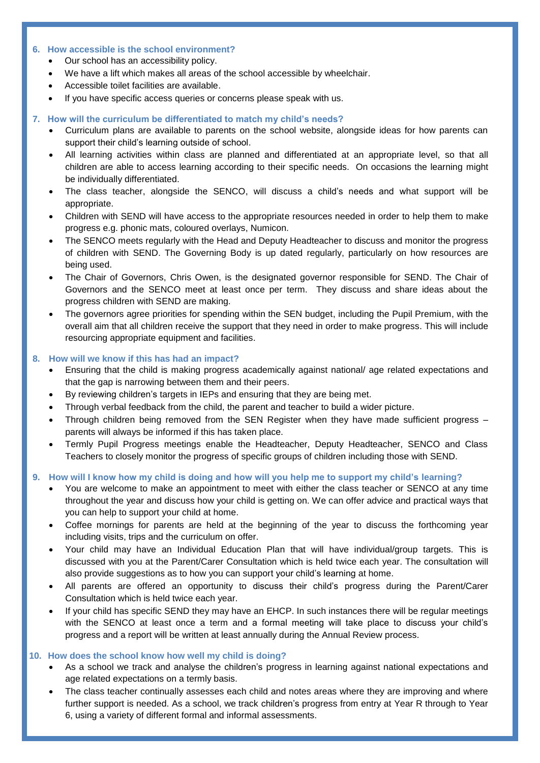### 6. How accessible is the school environment?

- Our school has an accessibility policy.
- We have a lift which makes all areas of the school accessible by wheelchair.
- Accessible toilet facilities are available.
- If you have specific access queries or concerns please speak with us.

### 7. How will the curriculum be differentiated to match my child's needs?

- Curriculum plans are available to parents on the school website, alongside ideas for how parents can support their child's learning outside of school.
- All learning activities within class are planned and differentiated at an appropriate level, so that all children are able to access learning according to their specific needs. On occasions the learning might be individually differentiated.
- The class teacher, alongside the SENCO, will discuss a child's needs and what support will be appropriate.
- Children with SEND will have access to the appropriate resources needed in order to help them to make progress e.g. phonic mats, coloured overlays, Numicon.
- The SENCO meets regularly with the Head and Deputy Headteacher to discuss and monitor the progress of children with SEND. The Governing Body is up dated regularly, particularly on how resources are being used.
- The Chair of Governors, Chris Owen, is the designated governor responsible for SEND. The Chair of Governors and the SENCO meet at least once per term. They discuss and share ideas about the progress children with SEND are making.
- The governors agree priorities for spending within the SEN budget, including the Pupil Premium, with the overall aim that all children receive the support that they need in order to make progress. This will include resourcing appropriate equipment and facilities.

### 8. How will we know if this has had an impact?

- Ensuring that the child is making progress academically against national/ age related expectations and that the gap is narrowing between them and their peers.
- By reviewing children's targets in IEPs and ensuring that they are being met.
- Through verbal feedback from the child, the parent and teacher to build a wider picture.
- Through children being removed from the SEN Register when they have made sufficient progress – parents will always be informed if this has taken place.
- Termly Pupil Progress meetings enable the Headteacher, Deputy Headteacher, SENCO and Class Teachers to closely monitor the progress of specific groups of children including those with SEND.

### 9. How will I know how my child is doing and how will you help me to support my child's learning?

- You are welcome to make an appointment to meet with either the class teacher or SENCO at any time throughout the year and discuss how your child is getting on. We can offer advice and practical ways that you can help to support your child at home.
- Coffee mornings for parents are held at the beginning of the year to discuss the forthcoming year including visits, trips and the curriculum on offer.
- Your child may have an Individual Education Plan that will have individual/group targets. This is discussed with you at the Parent/Carer Consultation which is held twice each year. The consultation will also provide suggestions as to how you can support your child's learning at home.
- All parents are offered an opportunity to discuss their child's progress during the Parent/Carer Consultation which is held twice each year.
- If your child has specific SEND they may have an EHCP. In such instances there will be regular meetings with the SENCO at least once a term and a formal meeting will take place to discuss your child's progress and a report will be written at least annually during the Annual Review process.

### 10. How does the school know how well my child is doing?

- As a school we track and analyse the children's progress in learning against national expectations and age related expectations on a termly basis.
- The class teacher continually assesses each child and notes areas where they are improving and where further support is needed. As a school, we track children's progress from entry at Year R through to Year 6, using a variety of different formal and informal assessments.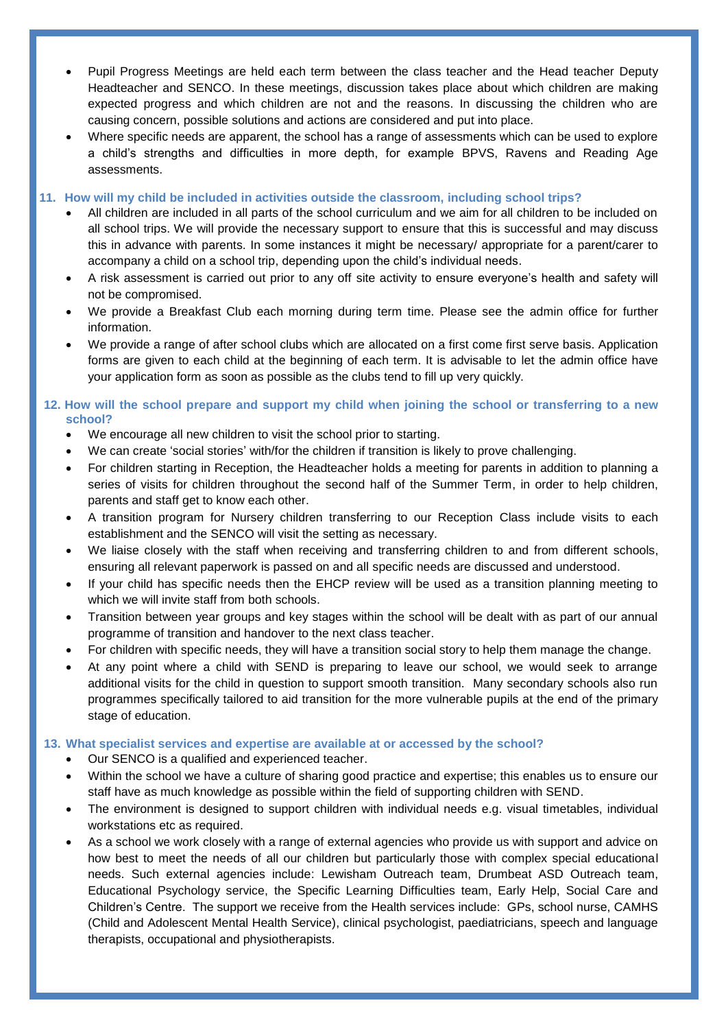- Pupil Progress Meetings are held each term between the class teacher and the Head teacher Deputy Headteacher and SENCO. In these meetings, discussion takes place about which children are making expected progress and which children are not and the reasons. In discussing the children who are causing concern, possible solutions and actions are considered and put into place.
- Where specific needs are apparent, the school has a range of assessments which can be used to explore a child's strengths and difficulties in more depth, for example BPVS, Ravens and Reading Age assessments.

### 11. How will my child be included in activities outside the classroom, including school trips?

- All children are included in all parts of the school curriculum and we aim for all children to be included on all school trips. We will provide the necessary support to ensure that this is successful and may discuss this in advance with parents. In some instances it might be necessary/ appropriate for a parent/carer to accompany a child on a school trip, depending upon the child's individual needs.
- A risk assessment is carried out prior to any off site activity to ensure everyone's health and safety will not be compromised.
- We provide a Breakfast Club each morning during term time. Please see the admin office for further information.
- We provide a range of after school clubs which are allocated on a first come first serve basis. Application forms are given to each child at the beginning of each term. It is advisable to let the admin office have your application form as soon as possible as the clubs tend to fill up very quickly.

### 12. How will the school prepare and support my child when joining the school or transferring to a new school?

- We encourage all new children to visit the school prior to starting.
- We can create 'social stories' with/for the children if transition is likely to prove challenging.
- For children starting in Reception, the Headteacher holds a meeting for parents in addition to planning a series of visits for children throughout the second half of the Summer Term, in order to help children, parents and staff get to know each other.
- A transition program for Nursery children transferring to our Reception Class include visits to each establishment and the SENCO will visit the setting as necessary.
- We liaise closely with the staff when receiving and transferring children to and from different schools, ensuring all relevant paperwork is passed on and all specific needs are discussed and understood.
- If your child has specific needs then the EHCP review will be used as a transition planning meeting to which we will invite staff from both schools.
- Transition between year groups and key stages within the school will be dealt with as part of our annual programme of transition and handover to the next class teacher.
- For children with specific needs, they will have a transition social story to help them manage the change.
- At any point where a child with SEND is preparing to leave our school, we would seek to arrange additional visits for the child in question to support smooth transition. Many secondary schools also run programmes specifically tailored to aid transition for the more vulnerable pupils at the end of the primary stage of education.

### 13. What specialist services and expertise are available at or accessed by the school?

- Our SENCO is a qualified and experienced teacher.
- Within the school we have a culture of sharing good practice and expertise; this enables us to ensure our staff have as much knowledge as possible within the field of supporting children with SEND.
- The environment is designed to support children with individual needs e.g. visual timetables, individual workstations etc as required.
- As a school we work closely with a range of external agencies who provide us with support and advice on how best to meet the needs of all our children but particularly those with complex special educational needs. Such external agencies include: Lewisham Outreach team, Drumbeat ASD Outreach team, Educational Psychology service, the Specific Learning Difficulties team, Early Help, Social Care and Children's Centre. The support we receive from the Health services include: GPs, school nurse, CAMHS (Child and Adolescent Mental Health Service), clinical psychologist, paediatricians, speech and language therapists, occupational and physiotherapists.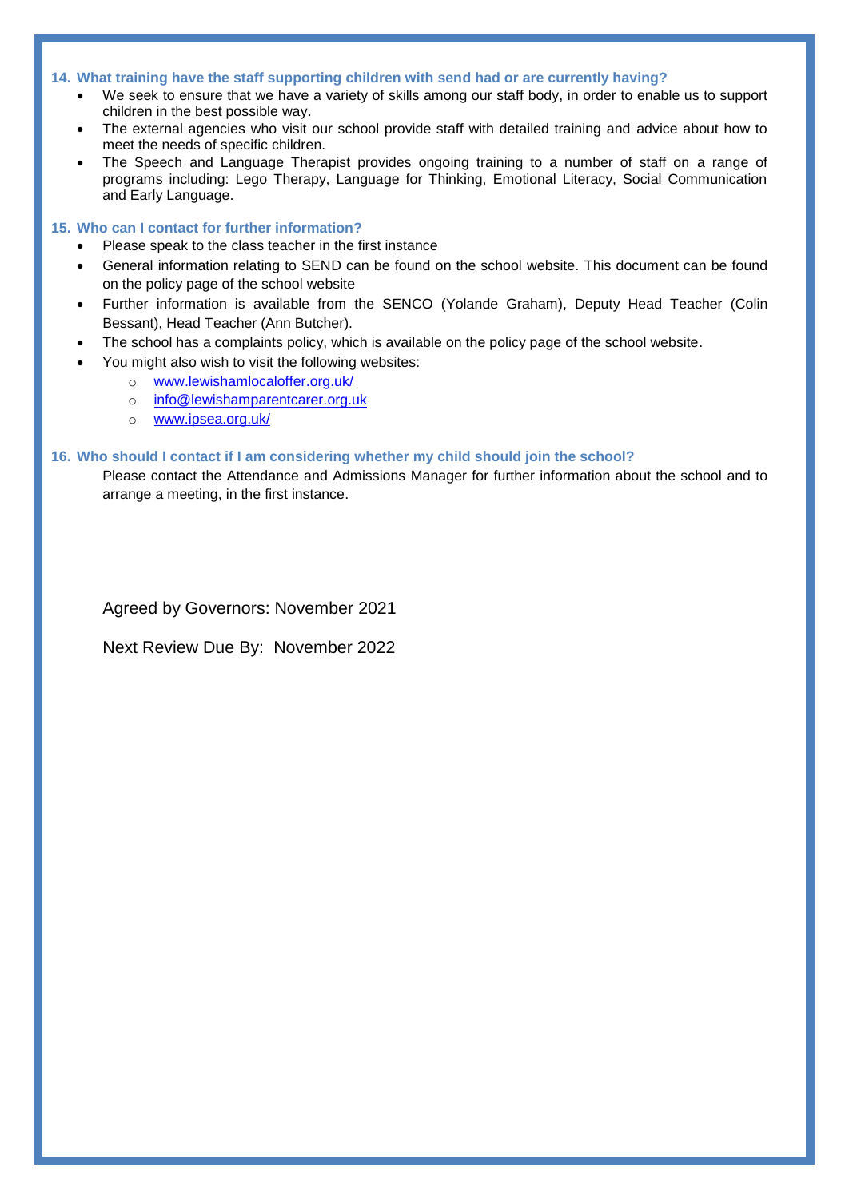## 14. What training have the staff supporting children with send had or are currently having?

- We seek to ensure that we have a variety of skills among our staff body, in order to enable us to support children in the best possible way.
- The external agencies who visit our school provide staff with detailed training and advice about how to meet the needs of specific children.
- The Speech and Language Therapist provides ongoing training to a number of staff on a range of programs including: Lego Therapy, Language for Thinking, Emotional Literacy, Social Communication and Early Language.

## 15. Who can I contact for further information?

- Please speak to the class teacher in the first instance
- General information relating to SEND can be found on the school website. This document can be found on the policy page of the school website
- Further information is available from the SENCO (Yolande Graham), Deputy Head Teacher (Colin Bessant), Head Teacher (Ann Butcher).
- The school has a complaints policy, which is available on the policy page of the school website.
- You might also wish to visit the following websites:
  - www.lewishamlocaloffer.org.uk/
  - info@lewishamparentcarer.org.uk
  - www.ipsea.org.uk/

## 16. Who should I contact if I am considering whether my child should join the school?

Please contact the Attendance and Admissions Manager for further information about the school and to arrange a meeting, in the first instance.

Agreed by Governors: November 2021

Next Review Due By: November 2022